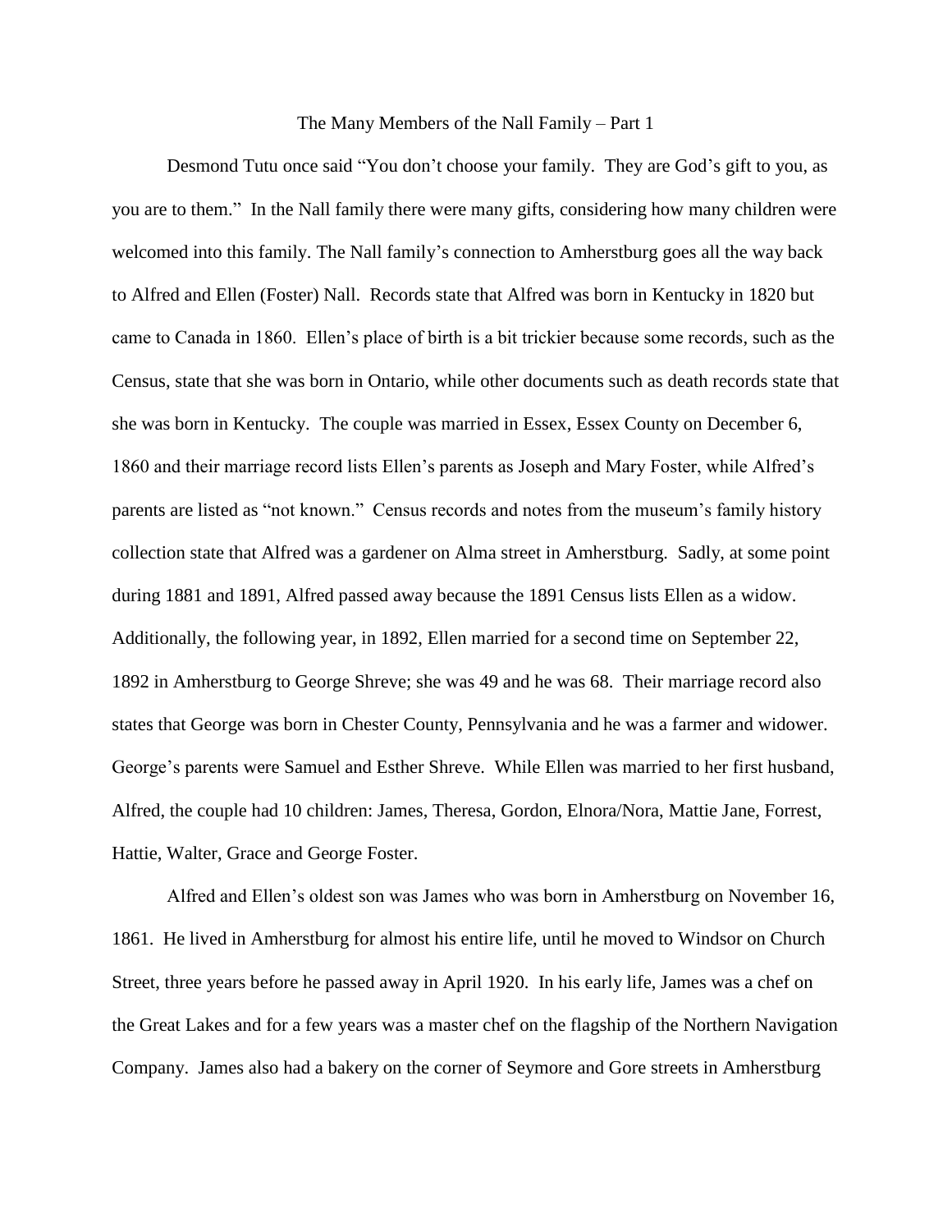# The Many Members of the Nall Family – Part 1

Desmond Tutu once said "You don't choose your family. They are God's gift to you, as you are to them." In the Nall family there were many gifts, considering how many children were welcomed into this family. The Nall family's connection to Amherstburg goes all the way back to Alfred and Ellen (Foster) Nall. Records state that Alfred was born in Kentucky in 1820 but came to Canada in 1860. Ellen's place of birth is a bit trickier because some records, such as the Census, state that she was born in Ontario, while other documents such as death records state that she was born in Kentucky. The couple was married in Essex, Essex County on December 6, 1860 and their marriage record lists Ellen's parents as Joseph and Mary Foster, while Alfred's parents are listed as "not known." Census records and notes from the museum's family history collection state that Alfred was a gardener on Alma street in Amherstburg. Sadly, at some point during 1881 and 1891, Alfred passed away because the 1891 Census lists Ellen as a widow. Additionally, the following year, in 1892, Ellen married for a second time on September 22, 1892 in Amherstburg to George Shreve; she was 49 and he was 68. Their marriage record also states that George was born in Chester County, Pennsylvania and he was a farmer and widower. George's parents were Samuel and Esther Shreve. While Ellen was married to her first husband, Alfred, the couple had 10 children: James, Theresa, Gordon, Elnora/Nora, Mattie Jane, Forrest, Hattie, Walter, Grace and George Foster.

Alfred and Ellen's oldest son was James who was born in Amherstburg on November 16, 1861. He lived in Amherstburg for almost his entire life, until he moved to Windsor on Church Street, three years before he passed away in April 1920. In his early life, James was a chef on the Great Lakes and for a few years was a master chef on the flagship of the Northern Navigation Company. James also had a bakery on the corner of Seymore and Gore streets in Amherstburg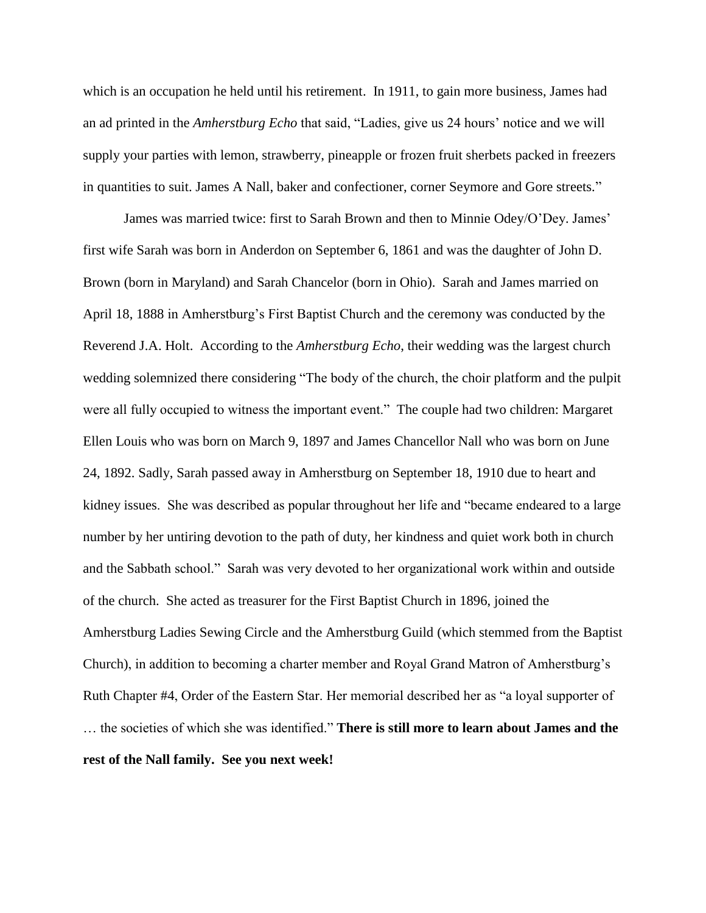which is an occupation he held until his retirement. In 1911, to gain more business, James had an ad printed in the *Amherstburg Echo* that said, "Ladies, give us 24 hours' notice and we will supply your parties with lemon, strawberry, pineapple or frozen fruit sherbets packed in freezers in quantities to suit. James A Nall, baker and confectioner, corner Seymore and Gore streets."

James was married twice: first to Sarah Brown and then to Minnie Odey/O'Dey. James' first wife Sarah was born in Anderdon on September 6, 1861 and was the daughter of John D. Brown (born in Maryland) and Sarah Chancelor (born in Ohio). Sarah and James married on April 18, 1888 in Amherstburg's First Baptist Church and the ceremony was conducted by the Reverend J.A. Holt. According to the *Amherstburg Echo*, their wedding was the largest church wedding solemnized there considering "The body of the church, the choir platform and the pulpit were all fully occupied to witness the important event." The couple had two children: Margaret Ellen Louis who was born on March 9, 1897 and James Chancellor Nall who was born on June 24, 1892. Sadly, Sarah passed away in Amherstburg on September 18, 1910 due to heart and kidney issues. She was described as popular throughout her life and "became endeared to a large number by her untiring devotion to the path of duty, her kindness and quiet work both in church and the Sabbath school." Sarah was very devoted to her organizational work within and outside of the church. She acted as treasurer for the First Baptist Church in 1896, joined the Amherstburg Ladies Sewing Circle and the Amherstburg Guild (which stemmed from the Baptist Church), in addition to becoming a charter member and Royal Grand Matron of Amherstburg's Ruth Chapter #4, Order of the Eastern Star. Her memorial described her as "a loyal supporter of … the societies of which she was identified." **There is still more to learn about James and the rest of the Nall family. See you next week!**